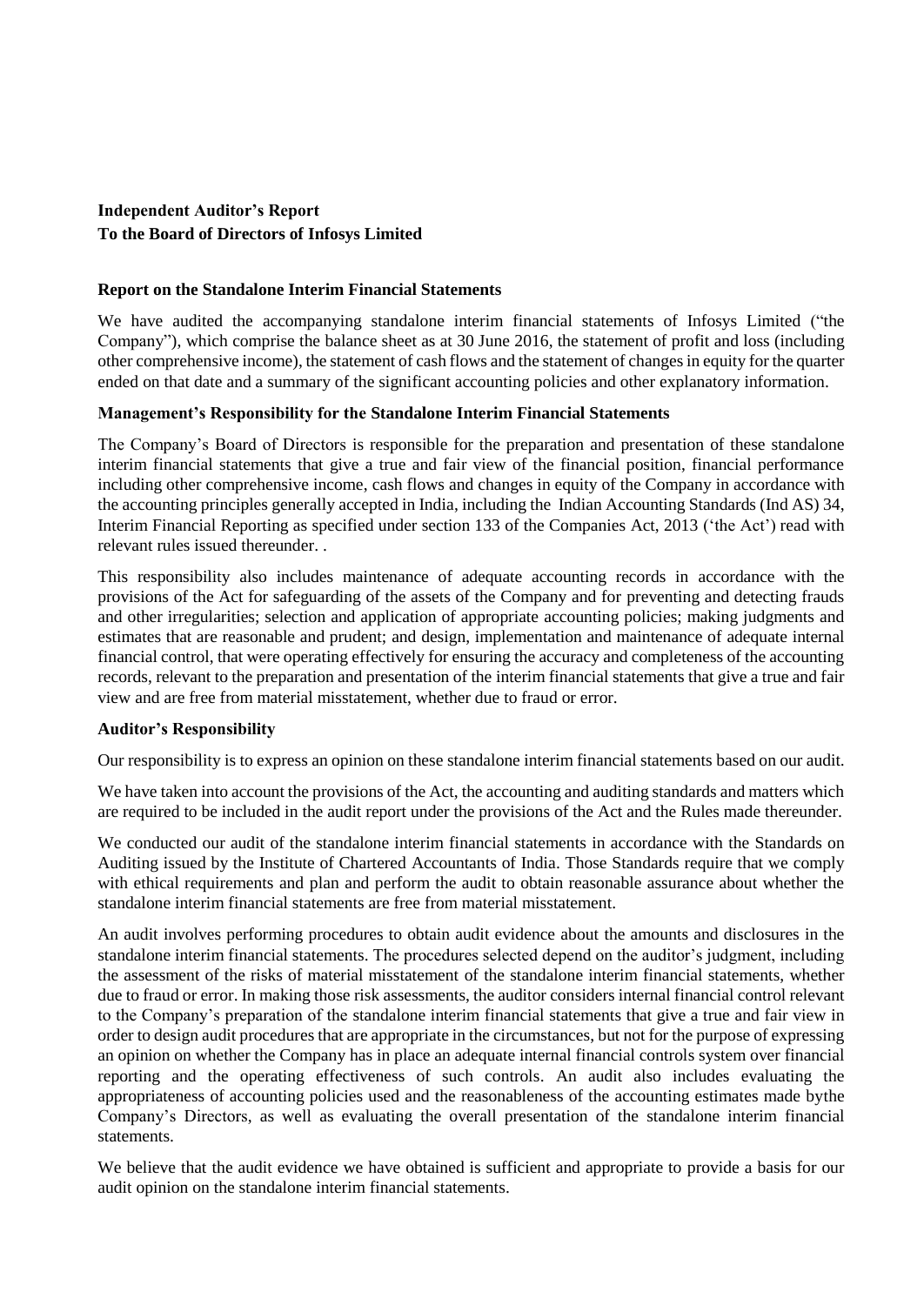**Independent Auditor's Report**
**To the Board of Directors of Infosys Limited**

### Report on the Standalone Interim Financial Statements

We have audited the accompanying standalone interim financial statements of Infosys Limited ("the Company"), which comprise the balance sheet as at 30 June 2016, the statement of profit and loss (including other comprehensive income), the statement of cash flows and the statement of changes in equity for the quarter ended on that date and a summary of the significant accounting policies and other explanatory information.

### Management's Responsibility for the Standalone Interim Financial Statements

The Company's Board of Directors is responsible for the preparation and presentation of these standalone interim financial statements that give a true and fair view of the financial position, financial performance including other comprehensive income, cash flows and changes in equity of the Company in accordance with the accounting principles generally accepted in India, including the Indian Accounting Standards (Ind AS) 34, Interim Financial Reporting as specified under section 133 of the Companies Act, 2013 ('the Act') read with relevant rules issued thereunder. .

This responsibility also includes maintenance of adequate accounting records in accordance with the provisions of the Act for safeguarding of the assets of the Company and for preventing and detecting frauds and other irregularities; selection and application of appropriate accounting policies; making judgments and estimates that are reasonable and prudent; and design, implementation and maintenance of adequate internal financial control, that were operating effectively for ensuring the accuracy and completeness of the accounting records, relevant to the preparation and presentation of the interim financial statements that give a true and fair view and are free from material misstatement, whether due to fraud or error.

### Auditor's Responsibility

Our responsibility is to express an opinion on these standalone interim financial statements based on our audit.

We have taken into account the provisions of the Act, the accounting and auditing standards and matters which are required to be included in the audit report under the provisions of the Act and the Rules made thereunder.

We conducted our audit of the standalone interim financial statements in accordance with the Standards on Auditing issued by the Institute of Chartered Accountants of India. Those Standards require that we comply with ethical requirements and plan and perform the audit to obtain reasonable assurance about whether the standalone interim financial statements are free from material misstatement.

An audit involves performing procedures to obtain audit evidence about the amounts and disclosures in the standalone interim financial statements. The procedures selected depend on the auditor's judgment, including the assessment of the risks of material misstatement of the standalone interim financial statements, whether due to fraud or error. In making those risk assessments, the auditor considers internal financial control relevant to the Company's preparation of the standalone interim financial statements that give a true and fair view in order to design audit procedures that are appropriate in the circumstances, but not for the purpose of expressing an opinion on whether the Company has in place an adequate internal financial controls system over financial reporting and the operating effectiveness of such controls. An audit also includes evaluating the appropriateness of accounting policies used and the reasonableness of the accounting estimates made bythe Company's Directors, as well as evaluating the overall presentation of the standalone interim financial statements.

We believe that the audit evidence we have obtained is sufficient and appropriate to provide a basis for our audit opinion on the standalone interim financial statements.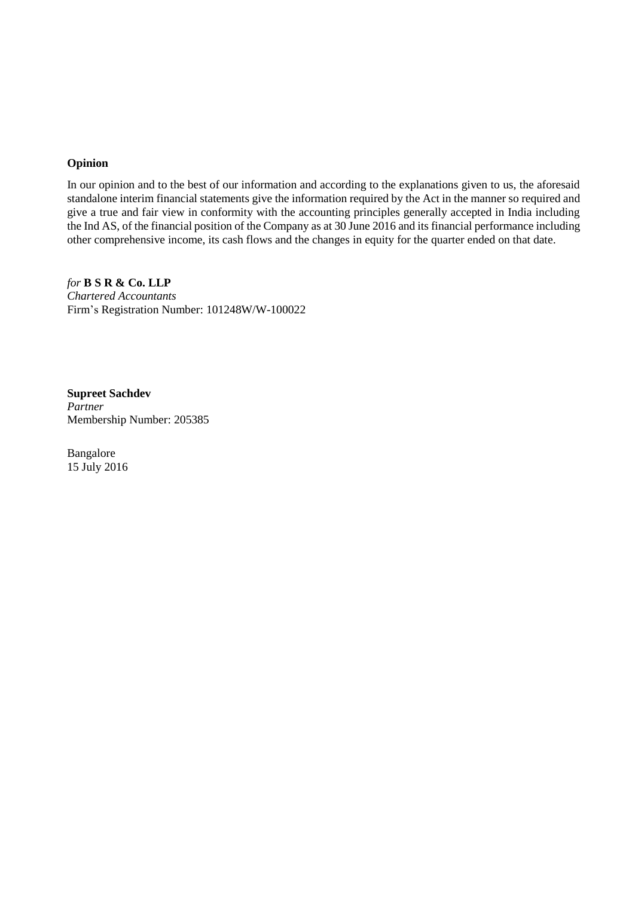**Opinion**

In our opinion and to the best of our information and according to the explanations given to us, the aforesaid standalone interim financial statements give the information required by the Act in the manner so required and give a true and fair view in conformity with the accounting principles generally accepted in India including the Ind AS, of the financial position of the Company as at 30 June 2016 and its financial performance including other comprehensive income, its cash flows and the changes in equity for the quarter ended on that date.

*for* **B S R & Co. LLP**
*Chartered Accountants*
Firm's Registration Number: 101248W/W-100022

**Supreet Sachdev**
*Partner*
Membership Number: 205385

Bangalore
15 July 2016